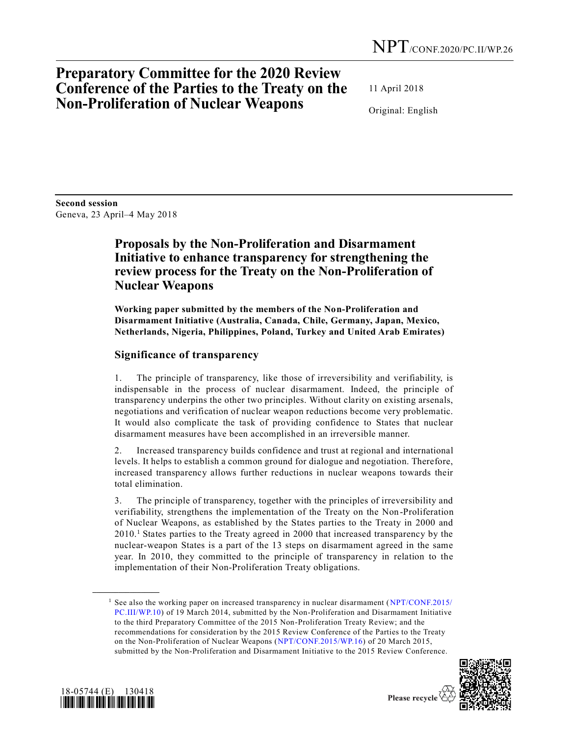NPT/CONF.2020/PC.II/WP.26

# Preparatory Committee for the 2020 Review Conference of the Parties to the Treaty on the Non-Proliferation of Nuclear Weapons

11 April 2018

Original: English

**Second session**
Geneva, 23 April–4 May 2018

## Proposals by the Non-Proliferation and Disarmament Initiative to enhance transparency for strengthening the review process for the Treaty on the Non-Proliferation of Nuclear Weapons

**Working paper submitted by the members of the Non-Proliferation and Disarmament Initiative (Australia, Canada, Chile, Germany, Japan, Mexico, Netherlands, Nigeria, Philippines, Poland, Turkey and United Arab Emirates)**

### Significance of transparency

1. The principle of transparency, like those of irreversibility and verifiability, is indispensable in the process of nuclear disarmament. Indeed, the principle of transparency underpins the other two principles. Without clarity on existing arsenals, negotiations and verification of nuclear weapon reductions become very problematic. It would also complicate the task of providing confidence to States that nuclear disarmament measures have been accomplished in an irreversible manner.

2. Increased transparency builds confidence and trust at regional and international levels. It helps to establish a common ground for dialogue and negotiation. Therefore, increased transparency allows further reductions in nuclear weapons towards their total elimination.

3. The principle of transparency, together with the principles of irreversibility and verifiability, strengthens the implementation of the Treaty on the Non-Proliferation of Nuclear Weapons, as established by the States parties to the Treaty in 2000 and 2010.[1] States parties to the Treaty agreed in 2000 that increased transparency by the nuclear-weapon States is a part of the 13 steps on disarmament agreed in the same year. In 2010, they committed to the principle of transparency in relation to the implementation of their Non-Proliferation Treaty obligations.

[1] See also the working paper on increased transparency in nuclear disarmament (NPT/CONF.2015/PC.III/WP.10) of 19 March 2014, submitted by the Non-Proliferation and Disarmament Initiative to the third Preparatory Committee of the 2015 Non-Proliferation Treaty Review; and the recommendations for consideration by the 2015 Review Conference of the Parties to the Treaty on the Non-Proliferation of Nuclear Weapons (NPT/CONF.2015/WP.16) of 20 March 2015, submitted by the Non-Proliferation and Disarmament Initiative to the 2015 Review Conference.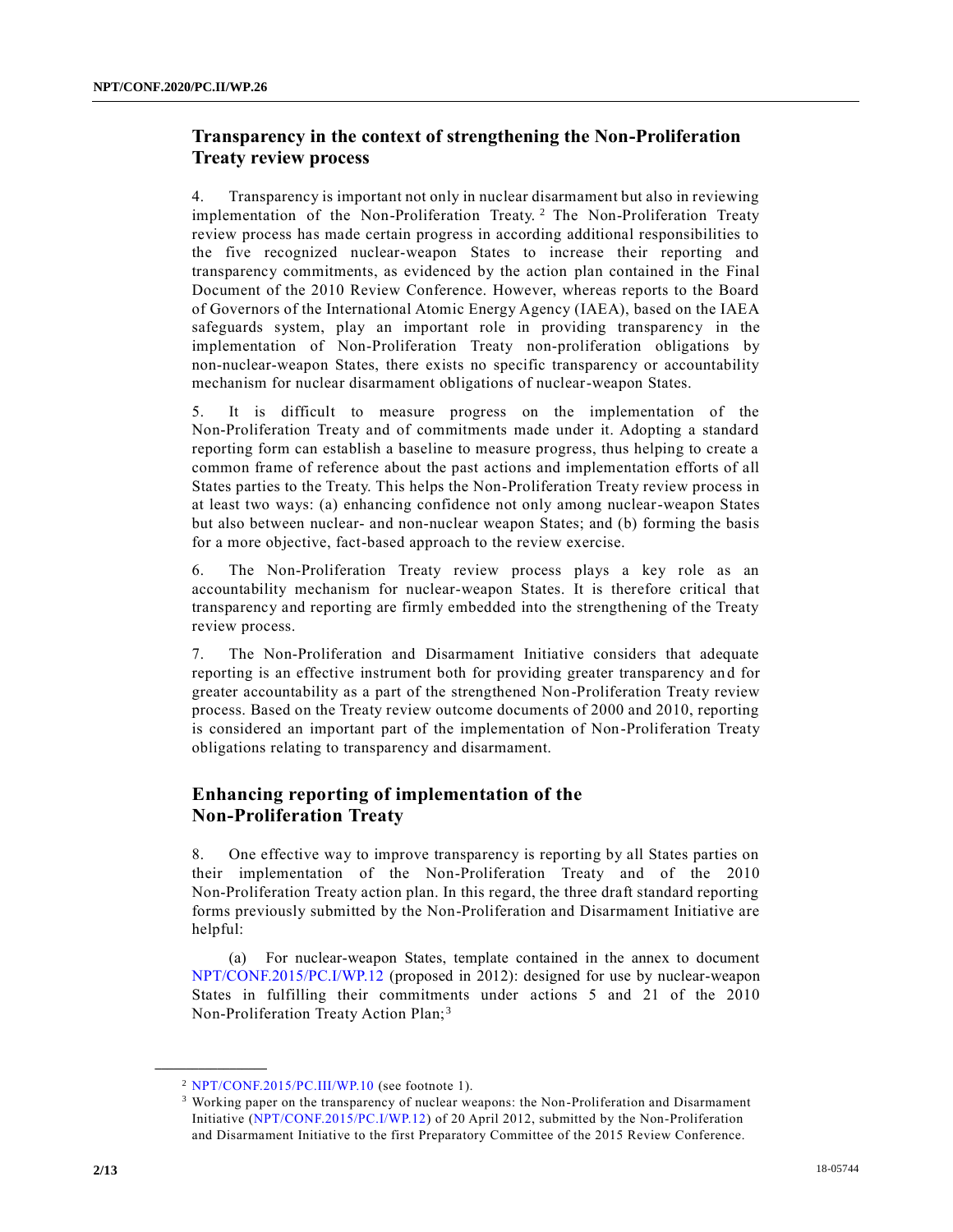## Transparency in the context of strengthening the Non-Proliferation Treaty review process

4. Transparency is important not only in nuclear disarmament but also in reviewing implementation of the Non-Proliferation Treaty.[2] The Non-Proliferation Treaty review process has made certain progress in according additional responsibilities to the five recognized nuclear-weapon States to increase their reporting and transparency commitments, as evidenced by the action plan contained in the Final Document of the 2010 Review Conference. However, whereas reports to the Board of Governors of the International Atomic Energy Agency (IAEA), based on the IAEA safeguards system, play an important role in providing transparency in the implementation of Non-Proliferation Treaty non-proliferation obligations by non-nuclear-weapon States, there exists no specific transparency or accountability mechanism for nuclear disarmament obligations of nuclear-weapon States.

5. It is difficult to measure progress on the implementation of the Non-Proliferation Treaty and of commitments made under it. Adopting a standard reporting form can establish a baseline to measure progress, thus helping to create a common frame of reference about the past actions and implementation efforts of all States parties to the Treaty. This helps the Non-Proliferation Treaty review process in at least two ways: (a) enhancing confidence not only among nuclear-weapon States but also between nuclear- and non-nuclear weapon States; and (b) forming the basis for a more objective, fact-based approach to the review exercise.

6. The Non-Proliferation Treaty review process plays a key role as an accountability mechanism for nuclear-weapon States. It is therefore critical that transparency and reporting are firmly embedded into the strengthening of the Treaty review process.

7. The Non-Proliferation and Disarmament Initiative considers that adequate reporting is an effective instrument both for providing greater transparency and for greater accountability as a part of the strengthened Non-Proliferation Treaty review process. Based on the Treaty review outcome documents of 2000 and 2010, reporting is considered an important part of the implementation of Non-Proliferation Treaty obligations relating to transparency and disarmament.

## Enhancing reporting of implementation of the Non-Proliferation Treaty

8. One effective way to improve transparency is reporting by all States parties on their implementation of the Non-Proliferation Treaty and of the 2010 Non-Proliferation Treaty action plan. In this regard, the three draft standard reporting forms previously submitted by the Non-Proliferation and Disarmament Initiative are helpful:

(a) For nuclear-weapon States, template contained in the annex to document NPT/CONF.2015/PC.I/WP.12 (proposed in 2012): designed for use by nuclear-weapon States in fulfilling their commitments under actions 5 and 21 of the 2010 Non-Proliferation Treaty Action Plan;[3]

---

[2] NPT/CONF.2015/PC.III/WP.10 (see footnote 1).

[3] Working paper on the transparency of nuclear weapons: the Non-Proliferation and Disarmament Initiative (NPT/CONF.2015/PC.I/WP.12) of 20 April 2012, submitted by the Non-Proliferation and Disarmament Initiative to the first Preparatory Committee of the 2015 Review Conference.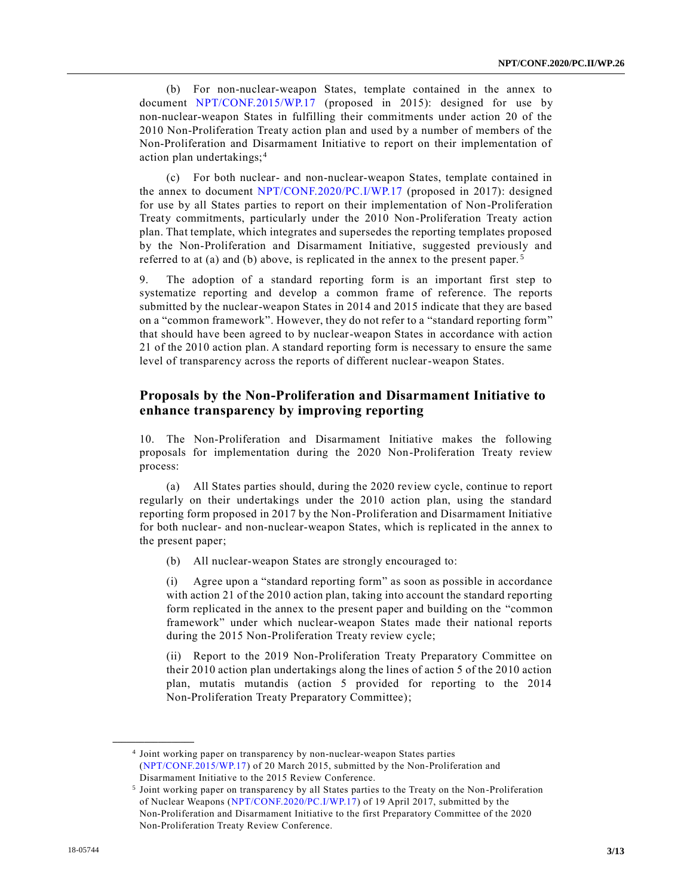(b) For non-nuclear-weapon States, template contained in the annex to document NPT/CONF.2015/WP.17 (proposed in 2015): designed for use by non-nuclear-weapon States in fulfilling their commitments under action 20 of the 2010 Non-Proliferation Treaty action plan and used by a number of members of the Non-Proliferation and Disarmament Initiative to report on their implementation of action plan undertakings;[4]

(c) For both nuclear- and non-nuclear-weapon States, template contained in the annex to document NPT/CONF.2020/PC.I/WP.17 (proposed in 2017): designed for use by all States parties to report on their implementation of Non-Proliferation Treaty commitments, particularly under the 2010 Non-Proliferation Treaty action plan. That template, which integrates and supersedes the reporting templates proposed by the Non-Proliferation and Disarmament Initiative, suggested previously and referred to at (a) and (b) above, is replicated in the annex to the present paper.[5]

9. The adoption of a standard reporting form is an important first step to systematize reporting and develop a common frame of reference. The reports submitted by the nuclear-weapon States in 2014 and 2015 indicate that they are based on a "common framework". However, they do not refer to a "standard reporting form" that should have been agreed to by nuclear-weapon States in accordance with action 21 of the 2010 action plan. A standard reporting form is necessary to ensure the same level of transparency across the reports of different nuclear-weapon States.

## Proposals by the Non-Proliferation and Disarmament Initiative to enhance transparency by improving reporting

10. The Non-Proliferation and Disarmament Initiative makes the following proposals for implementation during the 2020 Non-Proliferation Treaty review process:

(a) All States parties should, during the 2020 review cycle, continue to report regularly on their undertakings under the 2010 action plan, using the standard reporting form proposed in 2017 by the Non-Proliferation and Disarmament Initiative for both nuclear- and non-nuclear-weapon States, which is replicated in the annex to the present paper;

(b) All nuclear-weapon States are strongly encouraged to:

(i) Agree upon a "standard reporting form" as soon as possible in accordance with action 21 of the 2010 action plan, taking into account the standard reporting form replicated in the annex to the present paper and building on the "common framework" under which nuclear-weapon States made their national reports during the 2015 Non-Proliferation Treaty review cycle;

(ii) Report to the 2019 Non-Proliferation Treaty Preparatory Committee on their 2010 action plan undertakings along the lines of action 5 of the 2010 action plan, mutatis mutandis (action 5 provided for reporting to the 2014 Non-Proliferation Treaty Preparatory Committee);

---

[4] Joint working paper on transparency by non-nuclear-weapon States parties (NPT/CONF.2015/WP.17) of 20 March 2015, submitted by the Non-Proliferation and Disarmament Initiative to the 2015 Review Conference.

[5] Joint working paper on transparency by all States parties to the Treaty on the Non-Proliferation of Nuclear Weapons (NPT/CONF.2020/PC.I/WP.17) of 19 April 2017, submitted by the Non-Proliferation and Disarmament Initiative to the first Preparatory Committee of the 2020 Non-Proliferation Treaty Review Conference.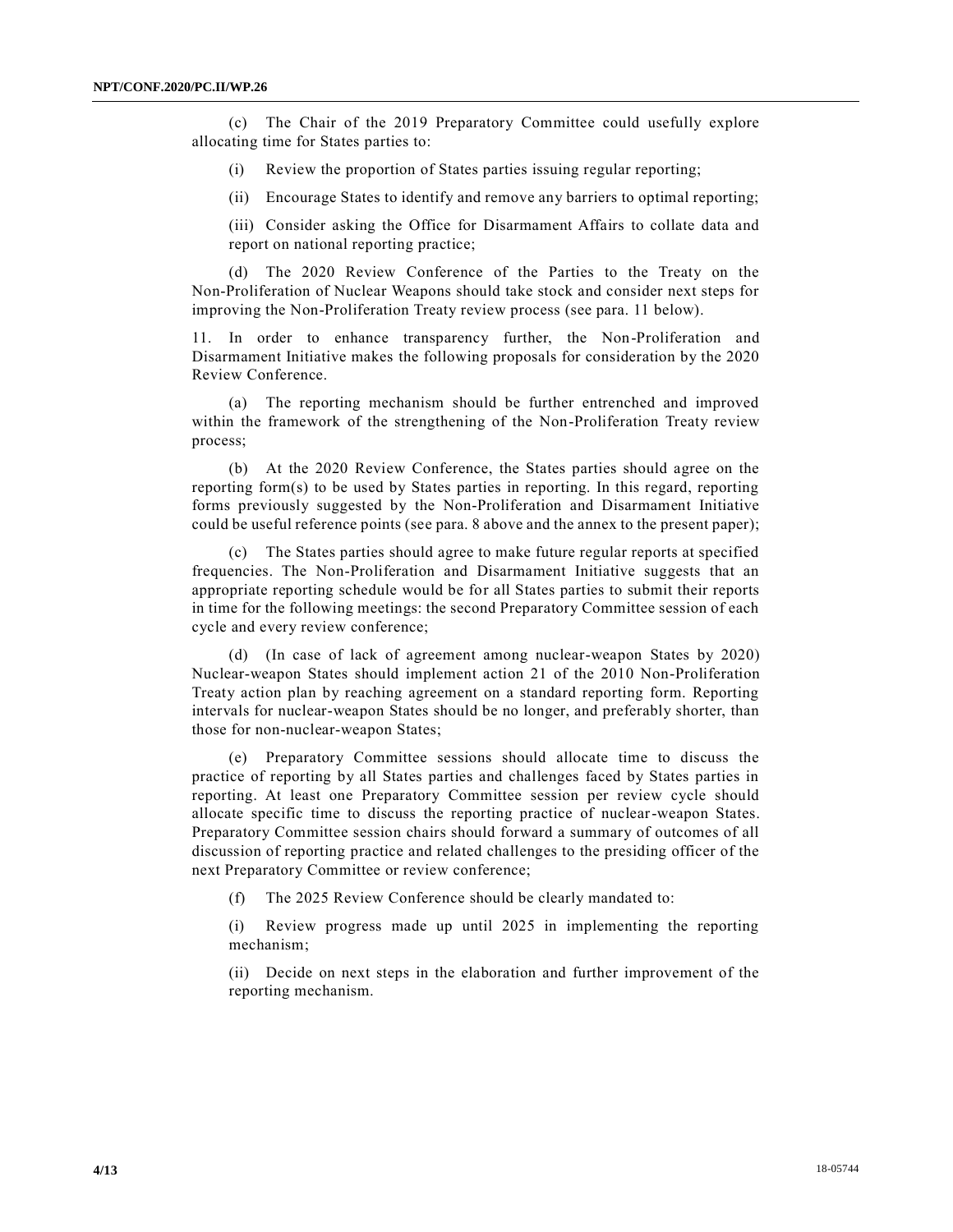(c) The Chair of the 2019 Preparatory Committee could usefully explore allocating time for States parties to:

(i) Review the proportion of States parties issuing regular reporting;

(ii) Encourage States to identify and remove any barriers to optimal reporting;

(iii) Consider asking the Office for Disarmament Affairs to collate data and report on national reporting practice;

(d) The 2020 Review Conference of the Parties to the Treaty on the Non-Proliferation of Nuclear Weapons should take stock and consider next steps for improving the Non-Proliferation Treaty review process (see para. 11 below).

11. In order to enhance transparency further, the Non-Proliferation and Disarmament Initiative makes the following proposals for consideration by the 2020 Review Conference.

(a) The reporting mechanism should be further entrenched and improved within the framework of the strengthening of the Non-Proliferation Treaty review process;

(b) At the 2020 Review Conference, the States parties should agree on the reporting form(s) to be used by States parties in reporting. In this regard, reporting forms previously suggested by the Non-Proliferation and Disarmament Initiative could be useful reference points (see para. 8 above and the annex to the present paper);

(c) The States parties should agree to make future regular reports at specified frequencies. The Non-Proliferation and Disarmament Initiative suggests that an appropriate reporting schedule would be for all States parties to submit their reports in time for the following meetings: the second Preparatory Committee session of each cycle and every review conference;

(d) (In case of lack of agreement among nuclear-weapon States by 2020) Nuclear-weapon States should implement action 21 of the 2010 Non-Proliferation Treaty action plan by reaching agreement on a standard reporting form. Reporting intervals for nuclear-weapon States should be no longer, and preferably shorter, than those for non-nuclear-weapon States;

(e) Preparatory Committee sessions should allocate time to discuss the practice of reporting by all States parties and challenges faced by States parties in reporting. At least one Preparatory Committee session per review cycle should allocate specific time to discuss the reporting practice of nuclear-weapon States. Preparatory Committee session chairs should forward a summary of outcomes of all discussion of reporting practice and related challenges to the presiding officer of the next Preparatory Committee or review conference;

(f) The 2025 Review Conference should be clearly mandated to:

(i) Review progress made up until 2025 in implementing the reporting mechanism;

(ii) Decide on next steps in the elaboration and further improvement of the reporting mechanism.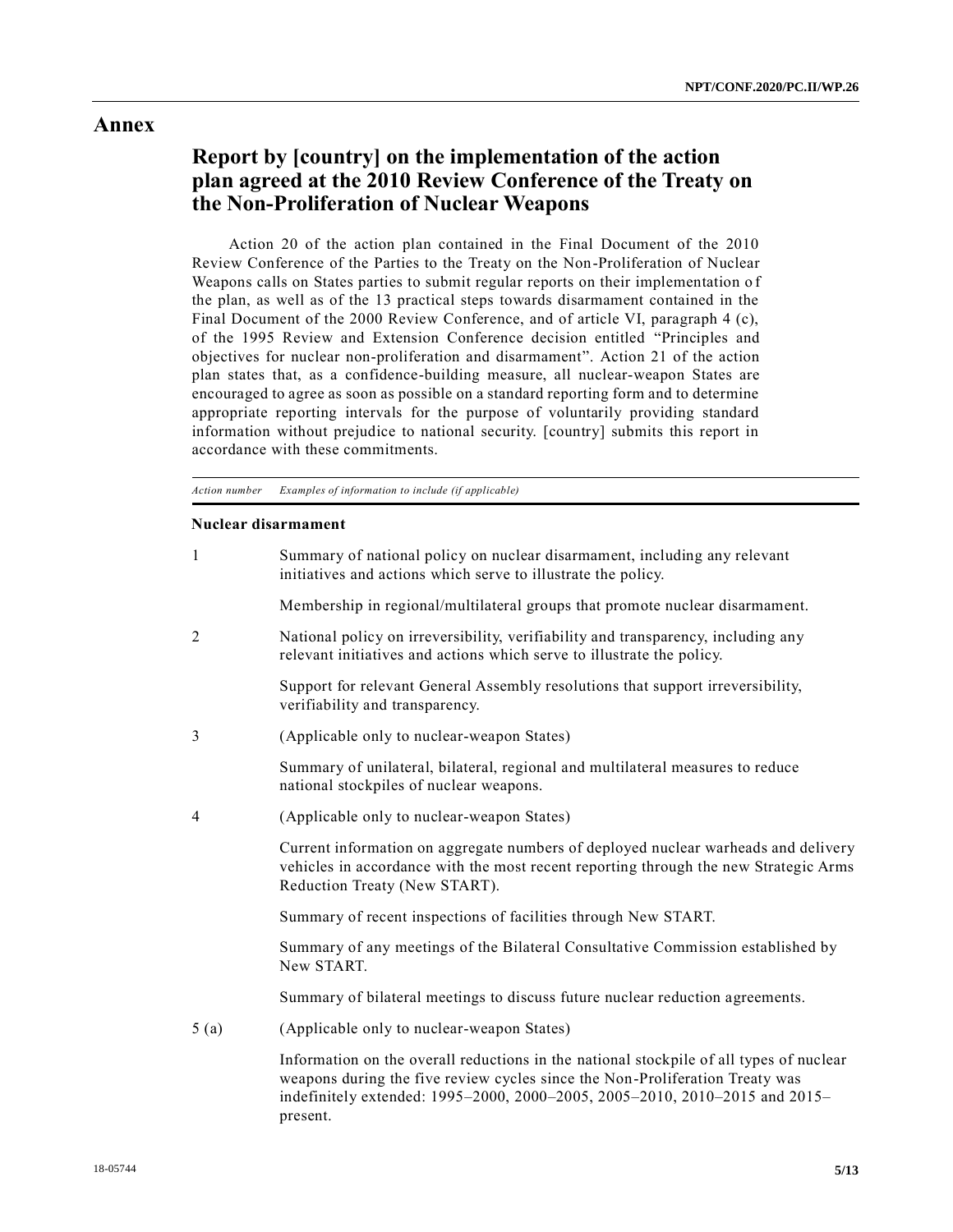# Annex

## Report by [country] on the implementation of the action plan agreed at the 2010 Review Conference of the Treaty on the Non-Proliferation of Nuclear Weapons

Action 20 of the action plan contained in the Final Document of the 2010 Review Conference of the Parties to the Treaty on the Non-Proliferation of Nuclear Weapons calls on States parties to submit regular reports on their implementation of the plan, as well as of the 13 practical steps towards disarmament contained in the Final Document of the 2000 Review Conference, and of article VI, paragraph 4 (c), of the 1995 Review and Extension Conference decision entitled "Principles and objectives for nuclear non-proliferation and disarmament". Action 21 of the action plan states that, as a confidence-building measure, all nuclear-weapon States are encouraged to agree as soon as possible on a standard reporting form and to determine appropriate reporting intervals for the purpose of voluntarily providing standard information without prejudice to national security. [country] submits this report in accordance with these commitments.

| *Action number* | *Examples of information to include (if applicable)* |
|---|---|
| **Nuclear disarmament** | |
| 1 | Summary of national policy on nuclear disarmament, including any relevant initiatives and actions which serve to illustrate the policy. |
| | Membership in regional/multilateral groups that promote nuclear disarmament. |
| 2 | National policy on irreversibility, verifiability and transparency, including any relevant initiatives and actions which serve to illustrate the policy. |
| | Support for relevant General Assembly resolutions that support irreversibility, verifiability and transparency. |
| 3 | (Applicable only to nuclear-weapon States) |
| | Summary of unilateral, bilateral, regional and multilateral measures to reduce national stockpiles of nuclear weapons. |
| 4 | (Applicable only to nuclear-weapon States) |
| | Current information on aggregate numbers of deployed nuclear warheads and delivery vehicles in accordance with the most recent reporting through the new Strategic Arms Reduction Treaty (New START). |
| | Summary of recent inspections of facilities through New START. |
| | Summary of any meetings of the Bilateral Consultative Commission established by New START. |
| | Summary of bilateral meetings to discuss future nuclear reduction agreements. |
| 5 (a) | (Applicable only to nuclear-weapon States) |
| | Information on the overall reductions in the national stockpile of all types of nuclear weapons during the five review cycles since the Non-Proliferation Treaty was indefinitely extended: 1995–2000, 2000–2005, 2005–2010, 2010–2015 and 2015–present. |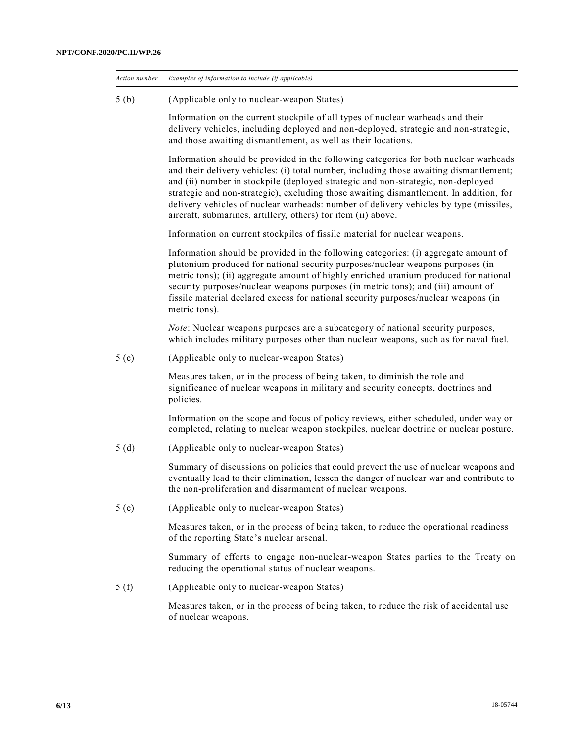| *Action number* | *Examples of information to include (if applicable)* |
| --- | --- |
| 5 (b) | (Applicable only to nuclear-weapon States)<br><br>Information on the current stockpile of all types of nuclear warheads and their delivery vehicles, including deployed and non-deployed, strategic and non-strategic, and those awaiting dismantlement, as well as their locations.<br><br>Information should be provided in the following categories for both nuclear warheads and their delivery vehicles: (i) total number, including those awaiting dismantlement; and (ii) number in stockpile (deployed strategic and non-strategic, non-deployed strategic and non-strategic), excluding those awaiting dismantlement. In addition, for delivery vehicles of nuclear warheads: number of delivery vehicles by type (missiles, aircraft, submarines, artillery, others) for item (ii) above.<br><br>Information on current stockpiles of fissile material for nuclear weapons.<br><br>Information should be provided in the following categories: (i) aggregate amount of plutonium produced for national security purposes/nuclear weapons purposes (in metric tons); (ii) aggregate amount of highly enriched uranium produced for national security purposes/nuclear weapons purposes (in metric tons); and (iii) amount of fissile material declared excess for national security purposes/nuclear weapons (in metric tons).<br><br>*Note*: Nuclear weapons purposes are a subcategory of national security purposes, which includes military purposes other than nuclear weapons, such as for naval fuel. |
| 5 (c) | (Applicable only to nuclear-weapon States)<br><br>Measures taken, or in the process of being taken, to diminish the role and significance of nuclear weapons in military and security concepts, doctrines and policies.<br><br>Information on the scope and focus of policy reviews, either scheduled, under way or completed, relating to nuclear weapon stockpiles, nuclear doctrine or nuclear posture. |
| 5 (d) | (Applicable only to nuclear-weapon States)<br><br>Summary of discussions on policies that could prevent the use of nuclear weapons and eventually lead to their elimination, lessen the danger of nuclear war and contribute to the non-proliferation and disarmament of nuclear weapons. |
| 5 (e) | (Applicable only to nuclear-weapon States)<br><br>Measures taken, or in the process of being taken, to reduce the operational readiness of the reporting State's nuclear arsenal.<br><br>Summary of efforts to engage non-nuclear-weapon States parties to the Treaty on reducing the operational status of nuclear weapons. |
| 5 (f) | (Applicable only to nuclear-weapon States)<br><br>Measures taken, or in the process of being taken, to reduce the risk of accidental use of nuclear weapons. |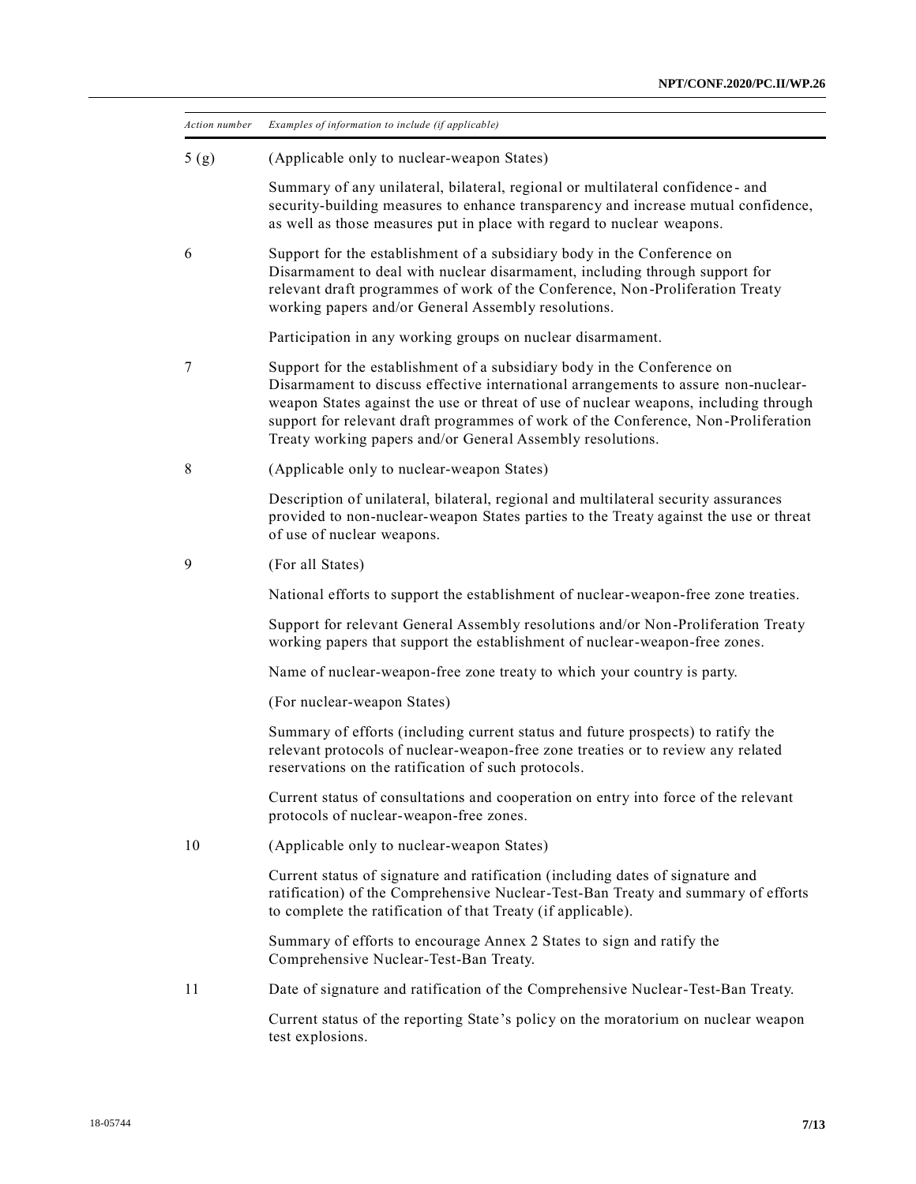| *Action number* | *Examples of information to include (if applicable)* |
| --- | --- |
| 5 (g) | (Applicable only to nuclear-weapon States)<br><br>Summary of any unilateral, bilateral, regional or multilateral confidence- and security-building measures to enhance transparency and increase mutual confidence, as well as those measures put in place with regard to nuclear weapons. |
| 6 | Support for the establishment of a subsidiary body in the Conference on Disarmament to deal with nuclear disarmament, including through support for relevant draft programmes of work of the Conference, Non-Proliferation Treaty working papers and/or General Assembly resolutions.<br><br>Participation in any working groups on nuclear disarmament. |
| 7 | Support for the establishment of a subsidiary body in the Conference on Disarmament to discuss effective international arrangements to assure non-nuclear-weapon States against the use or threat of use of nuclear weapons, including through support for relevant draft programmes of work of the Conference, Non-Proliferation Treaty working papers and/or General Assembly resolutions. |
| 8 | (Applicable only to nuclear-weapon States)<br><br>Description of unilateral, bilateral, regional and multilateral security assurances provided to non-nuclear-weapon States parties to the Treaty against the use or threat of use of nuclear weapons. |
| 9 | (For all States)<br><br>National efforts to support the establishment of nuclear-weapon-free zone treaties.<br><br>Support for relevant General Assembly resolutions and/or Non-Proliferation Treaty working papers that support the establishment of nuclear-weapon-free zones.<br><br>Name of nuclear-weapon-free zone treaty to which your country is party.<br><br>(For nuclear-weapon States)<br><br>Summary of efforts (including current status and future prospects) to ratify the relevant protocols of nuclear-weapon-free zone treaties or to review any related reservations on the ratification of such protocols.<br><br>Current status of consultations and cooperation on entry into force of the relevant protocols of nuclear-weapon-free zones. |
| 10 | (Applicable only to nuclear-weapon States)<br><br>Current status of signature and ratification (including dates of signature and ratification) of the Comprehensive Nuclear-Test-Ban Treaty and summary of efforts to complete the ratification of that Treaty (if applicable).<br><br>Summary of efforts to encourage Annex 2 States to sign and ratify the Comprehensive Nuclear-Test-Ban Treaty. |
| 11 | Date of signature and ratification of the Comprehensive Nuclear-Test-Ban Treaty.<br><br>Current status of the reporting State's policy on the moratorium on nuclear weapon test explosions. |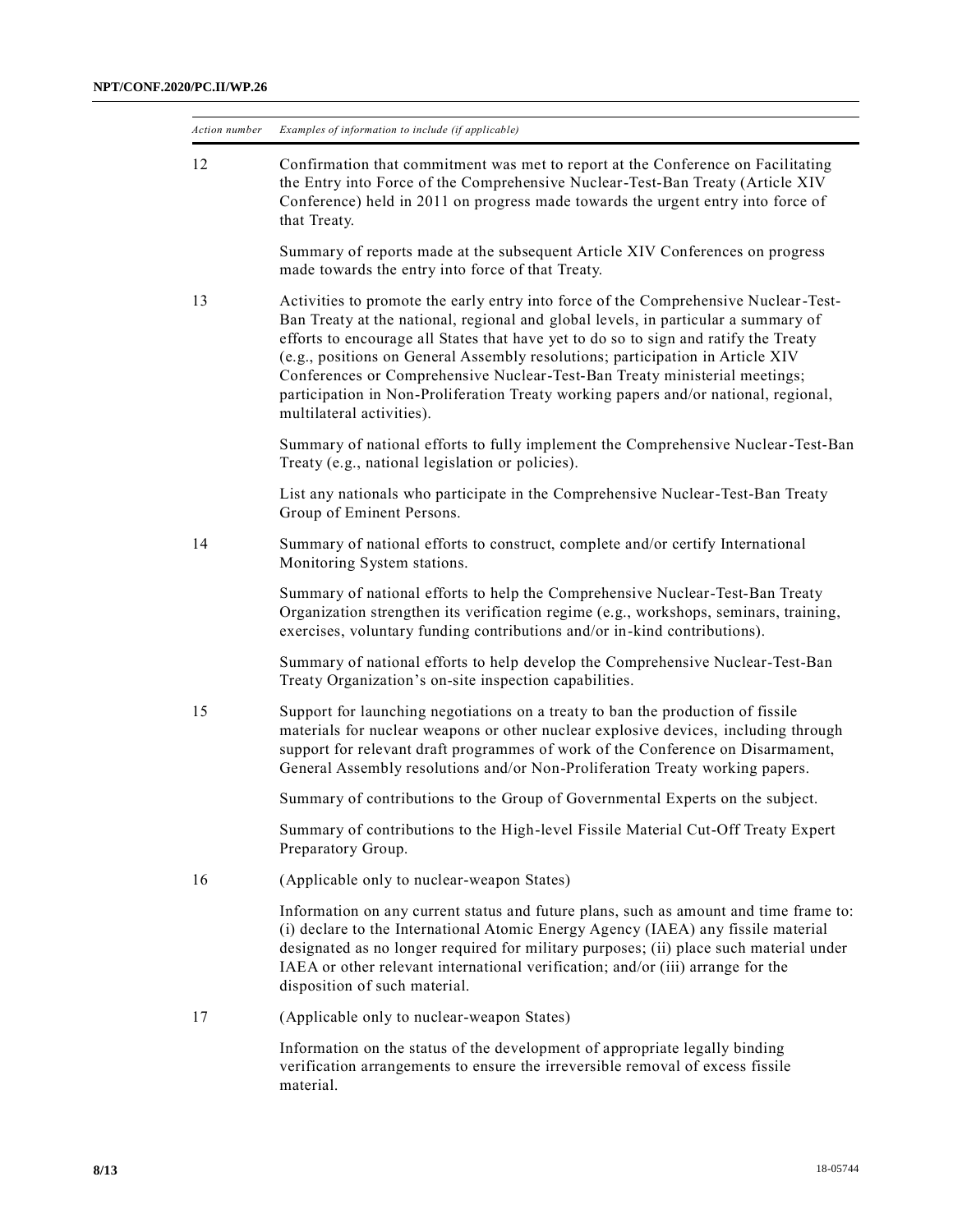| *Action number* | *Examples of information to include (if applicable)* |
|---|---|
| 12 | Confirmation that commitment was met to report at the Conference on Facilitating the Entry into Force of the Comprehensive Nuclear-Test-Ban Treaty (Article XIV Conference) held in 2011 on progress made towards the urgent entry into force of that Treaty. |
| | Summary of reports made at the subsequent Article XIV Conferences on progress made towards the entry into force of that Treaty. |
| 13 | Activities to promote the early entry into force of the Comprehensive Nuclear-Test-Ban Treaty at the national, regional and global levels, in particular a summary of efforts to encourage all States that have yet to do so to sign and ratify the Treaty (e.g., positions on General Assembly resolutions; participation in Article XIV Conferences or Comprehensive Nuclear-Test-Ban Treaty ministerial meetings; participation in Non-Proliferation Treaty working papers and/or national, regional, multilateral activities). |
| | Summary of national efforts to fully implement the Comprehensive Nuclear-Test-Ban Treaty (e.g., national legislation or policies). |
| | List any nationals who participate in the Comprehensive Nuclear-Test-Ban Treaty Group of Eminent Persons. |
| 14 | Summary of national efforts to construct, complete and/or certify International Monitoring System stations. |
| | Summary of national efforts to help the Comprehensive Nuclear-Test-Ban Treaty Organization strengthen its verification regime (e.g., workshops, seminars, training, exercises, voluntary funding contributions and/or in-kind contributions). |
| | Summary of national efforts to help develop the Comprehensive Nuclear-Test-Ban Treaty Organization's on-site inspection capabilities. |
| 15 | Support for launching negotiations on a treaty to ban the production of fissile materials for nuclear weapons or other nuclear explosive devices, including through support for relevant draft programmes of work of the Conference on Disarmament, General Assembly resolutions and/or Non-Proliferation Treaty working papers. |
| | Summary of contributions to the Group of Governmental Experts on the subject. |
| | Summary of contributions to the High-level Fissile Material Cut-Off Treaty Expert Preparatory Group. |
| 16 | (Applicable only to nuclear-weapon States) |
| | Information on any current status and future plans, such as amount and time frame to: (i) declare to the International Atomic Energy Agency (IAEA) any fissile material designated as no longer required for military purposes; (ii) place such material under IAEA or other relevant international verification; and/or (iii) arrange for the disposition of such material. |
| 17 | (Applicable only to nuclear-weapon States) |
| | Information on the status of the development of appropriate legally binding verification arrangements to ensure the irreversible removal of excess fissile material. |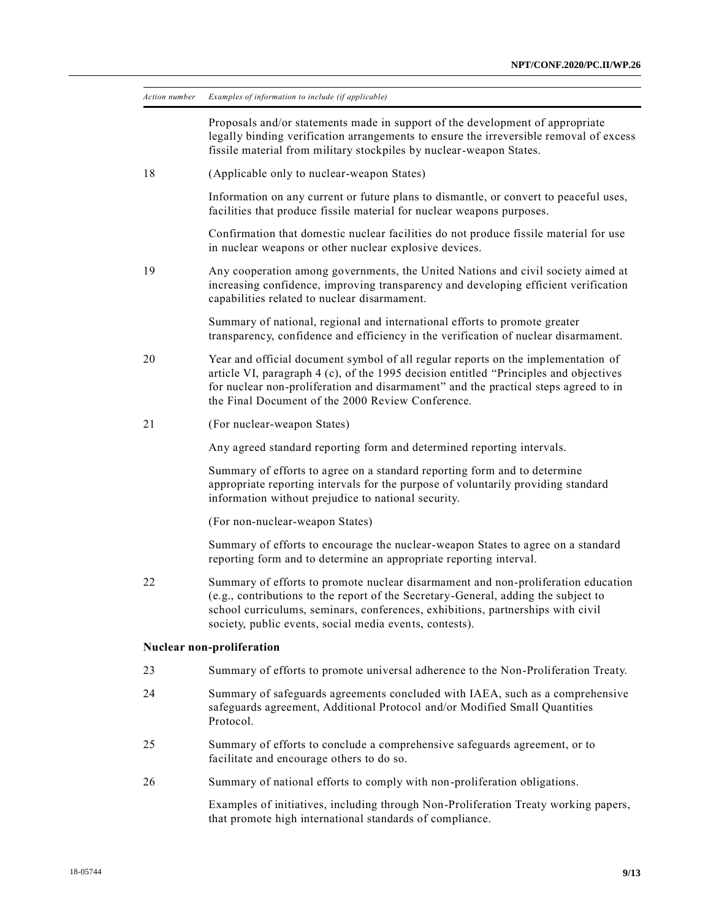| Action number | Examples of information to include (if applicable) |
|---|---|
| | Proposals and/or statements made in support of the development of appropriate legally binding verification arrangements to ensure the irreversible removal of excess fissile material from military stockpiles by nuclear-weapon States. |
| 18 | (Applicable only to nuclear-weapon States) |
| | Information on any current or future plans to dismantle, or convert to peaceful uses, facilities that produce fissile material for nuclear weapons purposes. |
| | Confirmation that domestic nuclear facilities do not produce fissile material for use in nuclear weapons or other nuclear explosive devices. |
| 19 | Any cooperation among governments, the United Nations and civil society aimed at increasing confidence, improving transparency and developing efficient verification capabilities related to nuclear disarmament. |
| | Summary of national, regional and international efforts to promote greater transparency, confidence and efficiency in the verification of nuclear disarmament. |
| 20 | Year and official document symbol of all regular reports on the implementation of article VI, paragraph 4 (c), of the 1995 decision entitled "Principles and objectives for nuclear non-proliferation and disarmament" and the practical steps agreed to in the Final Document of the 2000 Review Conference. |
| 21 | (For nuclear-weapon States) |
| | Any agreed standard reporting form and determined reporting intervals. |
| | Summary of efforts to agree on a standard reporting form and to determine appropriate reporting intervals for the purpose of voluntarily providing standard information without prejudice to national security. |
| | (For non-nuclear-weapon States) |
| | Summary of efforts to encourage the nuclear-weapon States to agree on a standard reporting form and to determine an appropriate reporting interval. |
| 22 | Summary of efforts to promote nuclear disarmament and non-proliferation education (e.g., contributions to the report of the Secretary-General, adding the subject to school curriculums, seminars, conferences, exhibitions, partnerships with civil society, public events, social media events, contests). |
| **Nuclear non-proliferation** | |
| 23 | Summary of efforts to promote universal adherence to the Non-Proliferation Treaty. |
| 24 | Summary of safeguards agreements concluded with IAEA, such as a comprehensive safeguards agreement, Additional Protocol and/or Modified Small Quantities Protocol. |
| 25 | Summary of efforts to conclude a comprehensive safeguards agreement, or to facilitate and encourage others to do so. |
| 26 | Summary of national efforts to comply with non-proliferation obligations. |
| | Examples of initiatives, including through Non-Proliferation Treaty working papers, that promote high international standards of compliance. |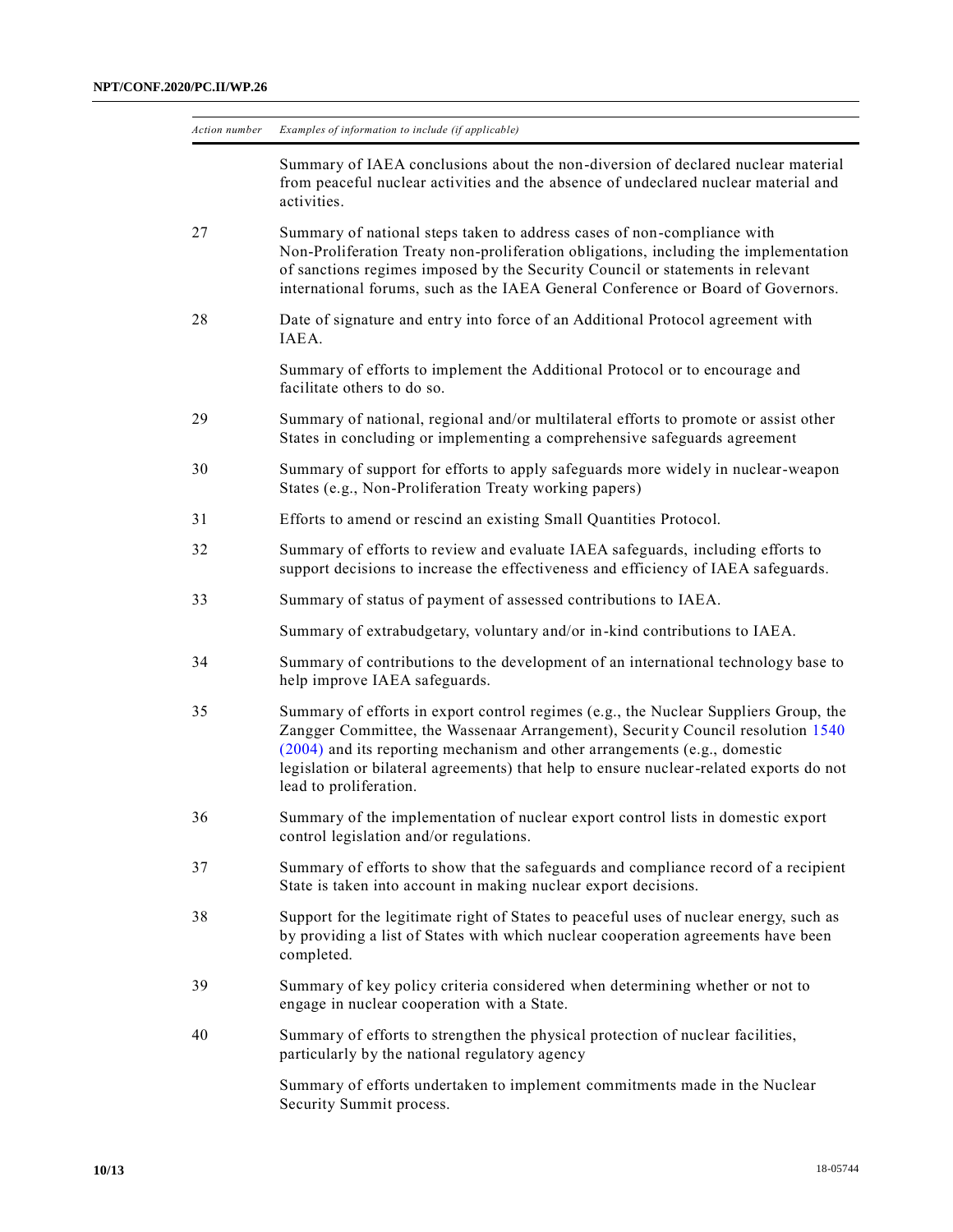| *Action number* | *Examples of information to include (if applicable)* |
| --- | --- |
| | Summary of IAEA conclusions about the non-diversion of declared nuclear material from peaceful nuclear activities and the absence of undeclared nuclear material and activities. |
| 27 | Summary of national steps taken to address cases of non-compliance with Non-Proliferation Treaty non-proliferation obligations, including the implementation of sanctions regimes imposed by the Security Council or statements in relevant international forums, such as the IAEA General Conference or Board of Governors. |
| 28 | Date of signature and entry into force of an Additional Protocol agreement with IAEA. |
| | Summary of efforts to implement the Additional Protocol or to encourage and facilitate others to do so. |
| 29 | Summary of national, regional and/or multilateral efforts to promote or assist other States in concluding or implementing a comprehensive safeguards agreement |
| 30 | Summary of support for efforts to apply safeguards more widely in nuclear-weapon States (e.g., Non-Proliferation Treaty working papers) |
| 31 | Efforts to amend or rescind an existing Small Quantities Protocol. |
| 32 | Summary of efforts to review and evaluate IAEA safeguards, including efforts to support decisions to increase the effectiveness and efficiency of IAEA safeguards. |
| 33 | Summary of status of payment of assessed contributions to IAEA. |
| | Summary of extrabudgetary, voluntary and/or in-kind contributions to IAEA. |
| 34 | Summary of contributions to the development of an international technology base to help improve IAEA safeguards. |
| 35 | Summary of efforts in export control regimes (e.g., the Nuclear Suppliers Group, the Zangger Committee, the Wassenaar Arrangement), Security Council resolution 1540 (2004) and its reporting mechanism and other arrangements (e.g., domestic legislation or bilateral agreements) that help to ensure nuclear-related exports do not lead to proliferation. |
| 36 | Summary of the implementation of nuclear export control lists in domestic export control legislation and/or regulations. |
| 37 | Summary of efforts to show that the safeguards and compliance record of a recipient State is taken into account in making nuclear export decisions. |
| 38 | Support for the legitimate right of States to peaceful uses of nuclear energy, such as by providing a list of States with which nuclear cooperation agreements have been completed. |
| 39 | Summary of key policy criteria considered when determining whether or not to engage in nuclear cooperation with a State. |
| 40 | Summary of efforts to strengthen the physical protection of nuclear facilities, particularly by the national regulatory agency |
| | Summary of efforts undertaken to implement commitments made in the Nuclear Security Summit process. |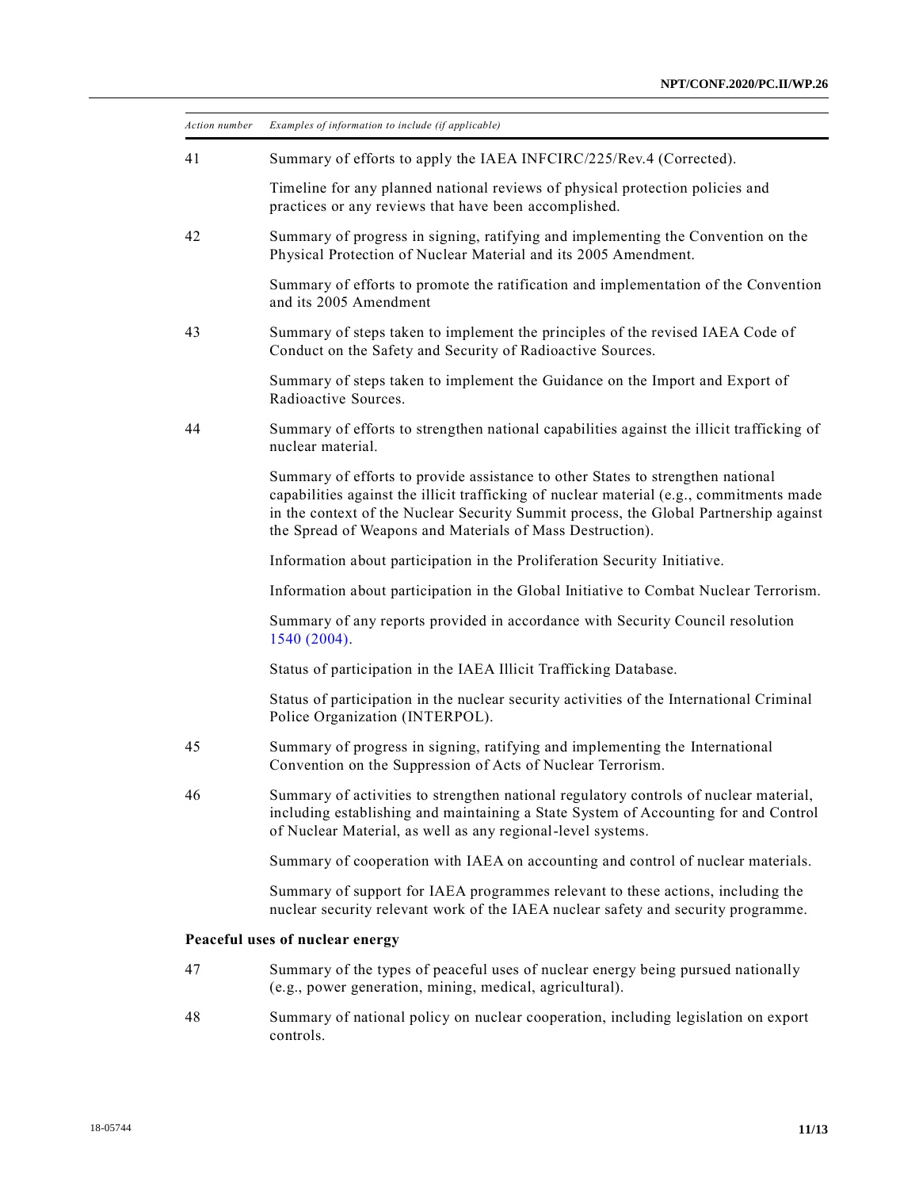| *Action number* | *Examples of information to include (if applicable)* |
|---|---|
| 41 | Summary of efforts to apply the IAEA INFCIRC/225/Rev.4 (Corrected). |
| | Timeline for any planned national reviews of physical protection policies and practices or any reviews that have been accomplished. |
| 42 | Summary of progress in signing, ratifying and implementing the Convention on the Physical Protection of Nuclear Material and its 2005 Amendment. |
| | Summary of efforts to promote the ratification and implementation of the Convention and its 2005 Amendment |
| 43 | Summary of steps taken to implement the principles of the revised IAEA Code of Conduct on the Safety and Security of Radioactive Sources. |
| | Summary of steps taken to implement the Guidance on the Import and Export of Radioactive Sources. |
| 44 | Summary of efforts to strengthen national capabilities against the illicit trafficking of nuclear material. |
| | Summary of efforts to provide assistance to other States to strengthen national capabilities against the illicit trafficking of nuclear material (e.g., commitments made in the context of the Nuclear Security Summit process, the Global Partnership against the Spread of Weapons and Materials of Mass Destruction). |
| | Information about participation in the Proliferation Security Initiative. |
| | Information about participation in the Global Initiative to Combat Nuclear Terrorism. |
| | Summary of any reports provided in accordance with Security Council resolution 1540 (2004). |
| | Status of participation in the IAEA Illicit Trafficking Database. |
| | Status of participation in the nuclear security activities of the International Criminal Police Organization (INTERPOL). |
| 45 | Summary of progress in signing, ratifying and implementing the International Convention on the Suppression of Acts of Nuclear Terrorism. |
| 46 | Summary of activities to strengthen national regulatory controls of nuclear material, including establishing and maintaining a State System of Accounting for and Control of Nuclear Material, as well as any regional-level systems. |
| | Summary of cooperation with IAEA on accounting and control of nuclear materials. |
| | Summary of support for IAEA programmes relevant to these actions, including the nuclear security relevant work of the IAEA nuclear safety and security programme. |
| **Peaceful uses of nuclear energy** | |
| 47 | Summary of the types of peaceful uses of nuclear energy being pursued nationally (e.g., power generation, mining, medical, agricultural). |
| 48 | Summary of national policy on nuclear cooperation, including legislation on export controls. |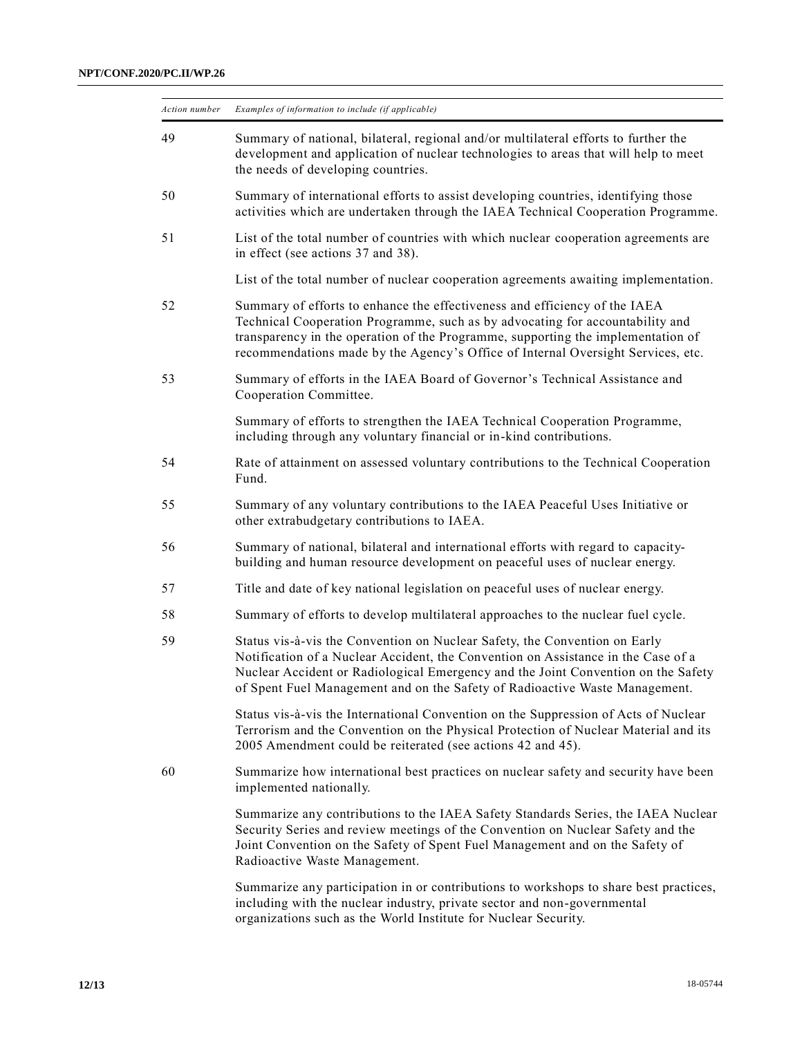| *Action number* | *Examples of information to include (if applicable)* |
|---|---|
| 49 | Summary of national, bilateral, regional and/or multilateral efforts to further the development and application of nuclear technologies to areas that will help to meet the needs of developing countries. |
| 50 | Summary of international efforts to assist developing countries, identifying those activities which are undertaken through the IAEA Technical Cooperation Programme. |
| 51 | List of the total number of countries with which nuclear cooperation agreements are in effect (see actions 37 and 38). |
| | List of the total number of nuclear cooperation agreements awaiting implementation. |
| 52 | Summary of efforts to enhance the effectiveness and efficiency of the IAEA Technical Cooperation Programme, such as by advocating for accountability and transparency in the operation of the Programme, supporting the implementation of recommendations made by the Agency's Office of Internal Oversight Services, etc. |
| 53 | Summary of efforts in the IAEA Board of Governor's Technical Assistance and Cooperation Committee. |
| | Summary of efforts to strengthen the IAEA Technical Cooperation Programme, including through any voluntary financial or in-kind contributions. |
| 54 | Rate of attainment on assessed voluntary contributions to the Technical Cooperation Fund. |
| 55 | Summary of any voluntary contributions to the IAEA Peaceful Uses Initiative or other extrabudgetary contributions to IAEA. |
| 56 | Summary of national, bilateral and international efforts with regard to capacity-building and human resource development on peaceful uses of nuclear energy. |
| 57 | Title and date of key national legislation on peaceful uses of nuclear energy. |
| 58 | Summary of efforts to develop multilateral approaches to the nuclear fuel cycle. |
| 59 | Status vis-à-vis the Convention on Nuclear Safety, the Convention on Early Notification of a Nuclear Accident, the Convention on Assistance in the Case of a Nuclear Accident or Radiological Emergency and the Joint Convention on the Safety of Spent Fuel Management and on the Safety of Radioactive Waste Management. |
| | Status vis-à-vis the International Convention on the Suppression of Acts of Nuclear Terrorism and the Convention on the Physical Protection of Nuclear Material and its 2005 Amendment could be reiterated (see actions 42 and 45). |
| 60 | Summarize how international best practices on nuclear safety and security have been implemented nationally. |
| | Summarize any contributions to the IAEA Safety Standards Series, the IAEA Nuclear Security Series and review meetings of the Convention on Nuclear Safety and the Joint Convention on the Safety of Spent Fuel Management and on the Safety of Radioactive Waste Management. |
| | Summarize any participation in or contributions to workshops to share best practices, including with the nuclear industry, private sector and non-governmental organizations such as the World Institute for Nuclear Security. |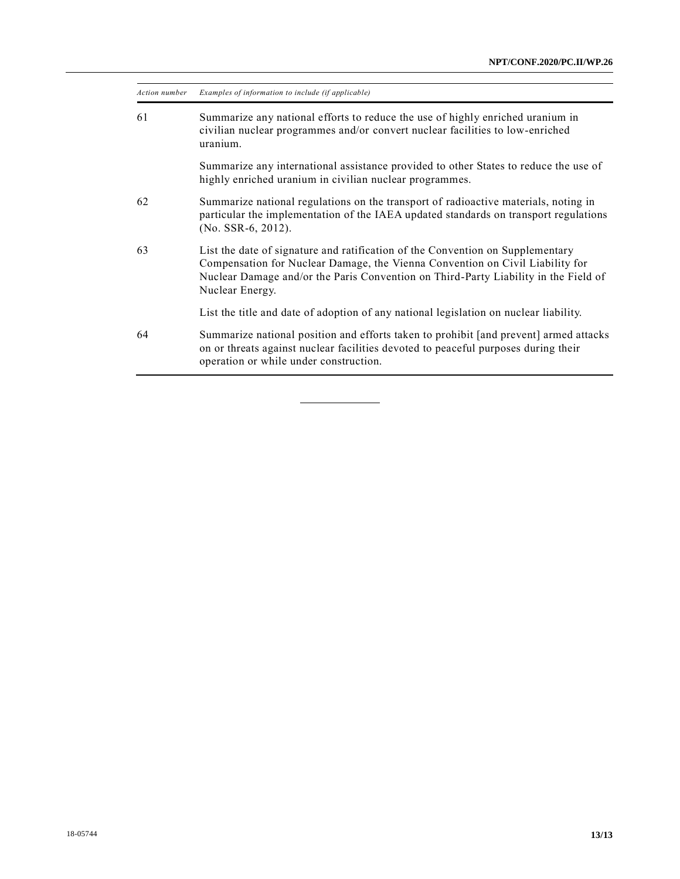| *Action number* | *Examples of information to include (if applicable)* |
|---|---|
| 61 | Summarize any national efforts to reduce the use of highly enriched uranium in civilian nuclear programmes and/or convert nuclear facilities to low-enriched uranium. |
| | Summarize any international assistance provided to other States to reduce the use of highly enriched uranium in civilian nuclear programmes. |
| 62 | Summarize national regulations on the transport of radioactive materials, noting in particular the implementation of the IAEA updated standards on transport regulations (No. SSR-6, 2012). |
| 63 | List the date of signature and ratification of the Convention on Supplementary Compensation for Nuclear Damage, the Vienna Convention on Civil Liability for Nuclear Damage and/or the Paris Convention on Third-Party Liability in the Field of Nuclear Energy. |
| | List the title and date of adoption of any national legislation on nuclear liability. |
| 64 | Summarize national position and efforts taken to prohibit [and prevent] armed attacks on or threats against nuclear facilities devoted to peaceful purposes during their operation or while under construction. |